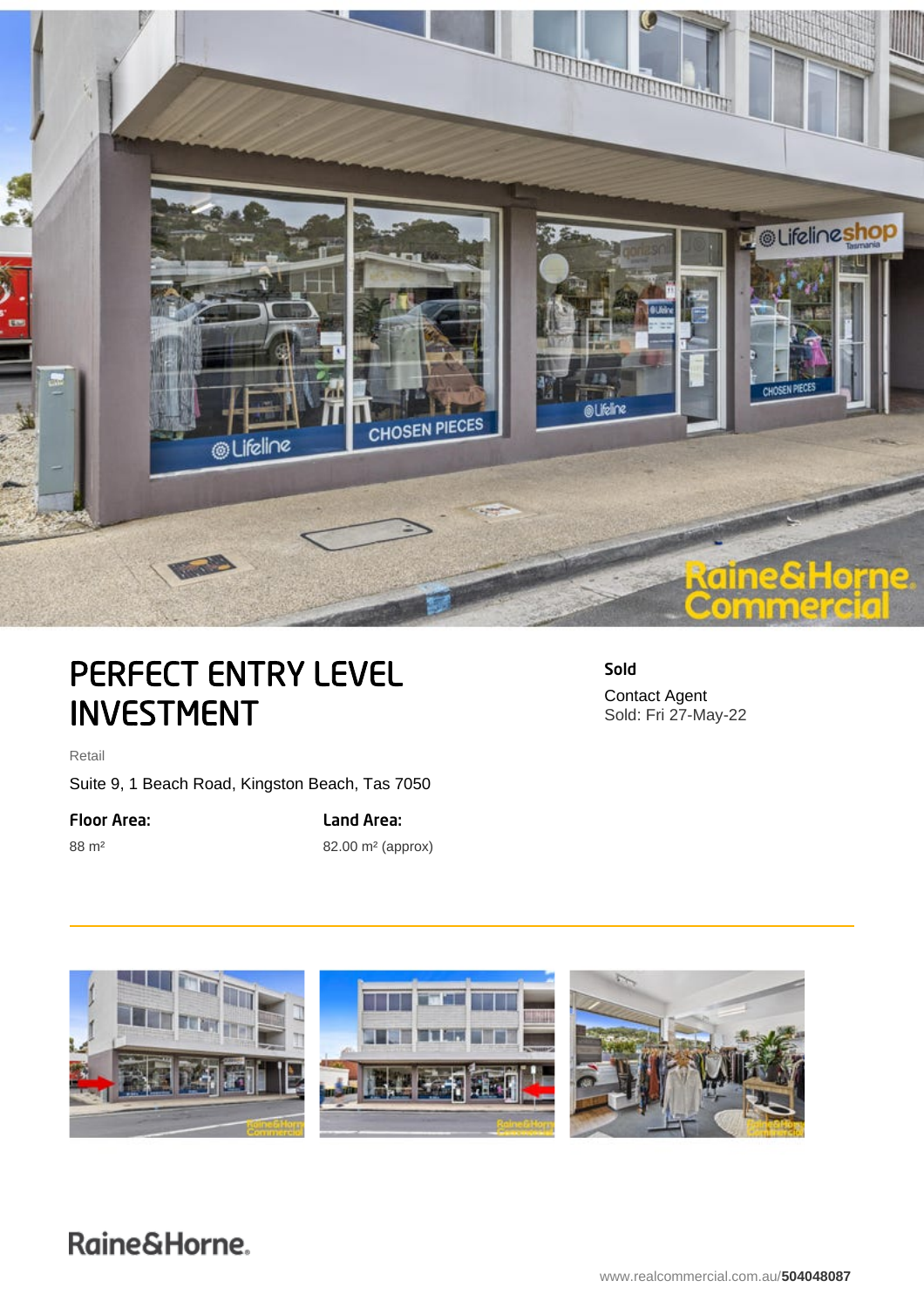# PERFECT ENTRY LEVEL INVESTMENT

**Sold**

Contact Agent
Sold: Fri 27-May-22

Retail

Suite 9, 1 Beach Road, Kingston Beach, Tas 7050

**Floor Area:**
88 m²

**Land Area:**
82.00 m² (approx)

Raine&Horne.

www.realcommercial.com.au/**504048087**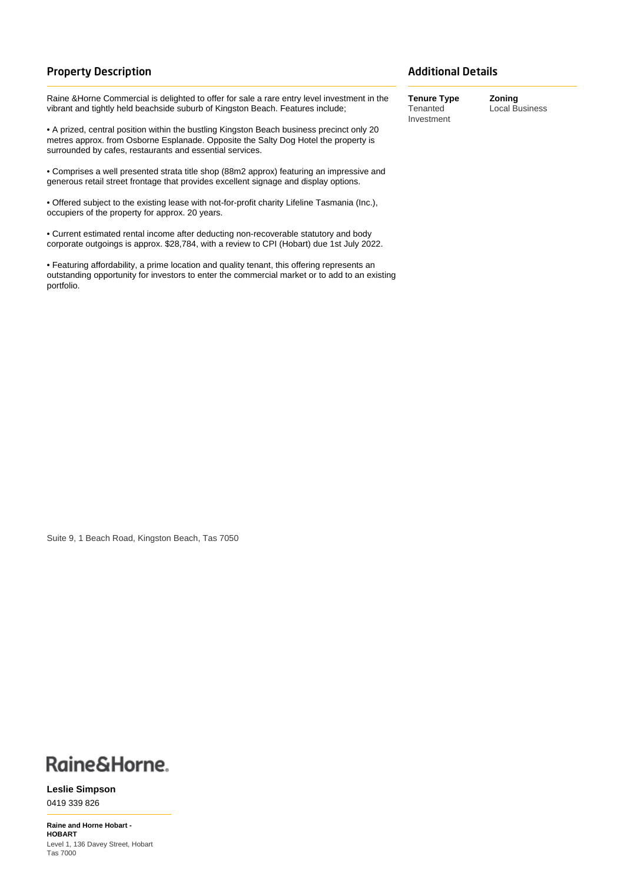## Property Description

Raine &Horne Commercial is delighted to offer for sale a rare entry level investment in the vibrant and tightly held beachside suburb of Kingston Beach. Features include;

• A prized, central position within the bustling Kingston Beach business precinct only 20 metres approx. from Osborne Esplanade. Opposite the Salty Dog Hotel the property is surrounded by cafes, restaurants and essential services.

• Comprises a well presented strata title shop (88m2 approx) featuring an impressive and generous retail street frontage that provides excellent signage and display options.

• Offered subject to the existing lease with not-for-profit charity Lifeline Tasmania (Inc.), occupiers of the property for approx. 20 years.

• Current estimated rental income after deducting non-recoverable statutory and body corporate outgoings is approx. $28,784, with a review to CPI (Hobart) due 1st July 2022.

• Featuring affordability, a prime location and quality tenant, this offering represents an outstanding opportunity for investors to enter the commercial market or to add to an existing portfolio.

## Additional Details

**Tenure Type**
Tenanted Investment

**Zoning**
Local Business

Suite 9, 1 Beach Road, Kingston Beach, Tas 7050

Raine&Horne.

**Leslie Simpson**
0419 339 826

**Raine and Horne Hobart - HOBART**
Level 1, 136 Davey Street, Hobart Tas 7000